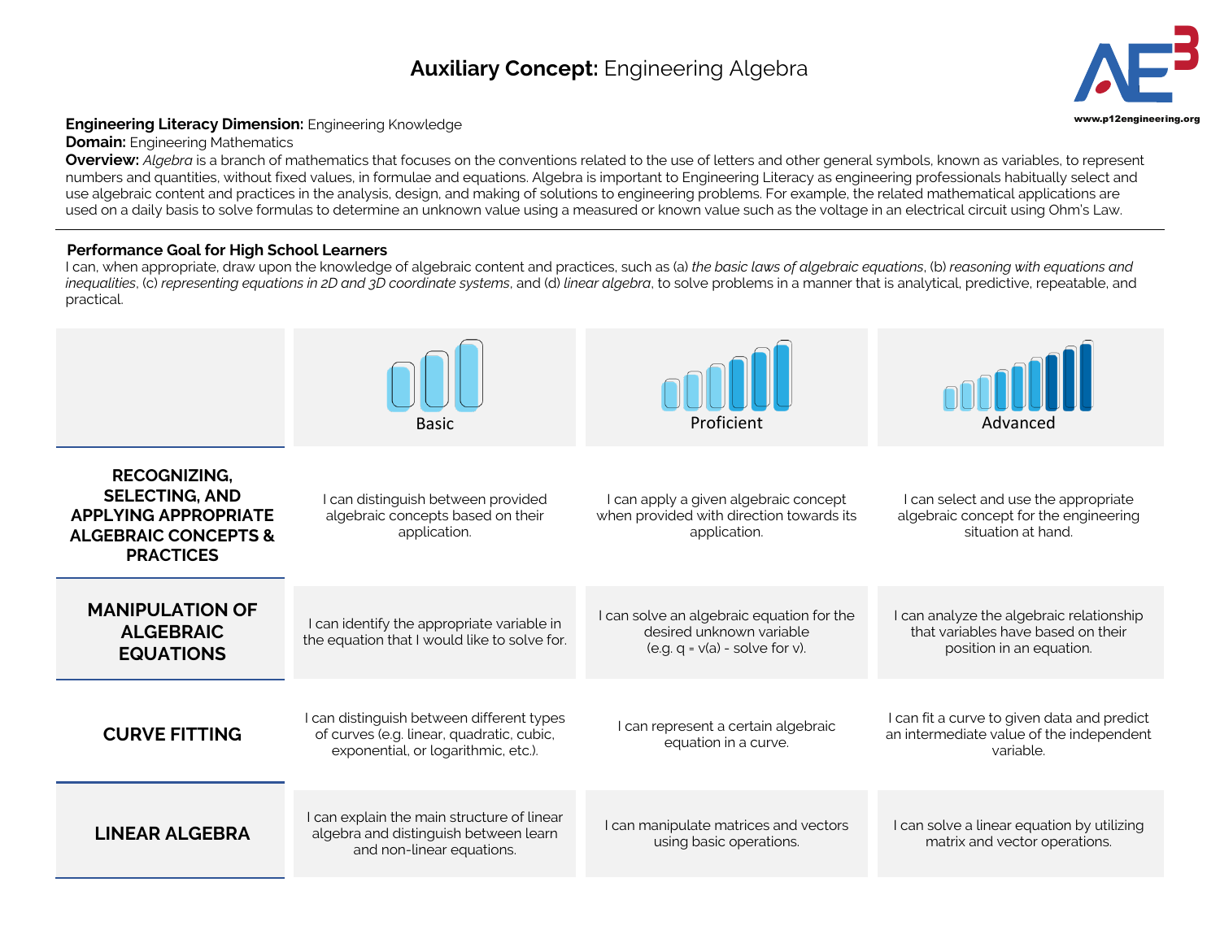# **Auxiliary Concept:** Engineering Algebra

**Engineering Literacy Dimension:** Engineering Knowledge
**Domain:** Engineering Mathematics
**Overview:** *Algebra* is a branch of mathematics that focuses on the conventions related to the use of letters and other general symbols, known as variables, to represent numbers and quantities, without fixed values, in formulae and equations. Algebra is important to Engineering Literacy as engineering professionals habitually select and use algebraic content and practices in the analysis, design, and making of solutions to engineering problems. For example, the related mathematical applications are used on a daily basis to solve formulas to determine an unknown value using a measured or known value such as the voltage in an electrical circuit using Ohm's Law.

---

**Performance Goal for High School Learners**

I can, when appropriate, draw upon the knowledge of algebraic content and practices, such as (a) *the basic laws of algebraic equations*, (b) *reasoning with equations and inequalities*, (c) *representing equations in 2D and 3D coordinate systems*, and (d) *linear algebra*, to solve problems in a manner that is analytical, predictive, repeatable, and practical.

| | Basic | Proficient | Advanced |
|---|---|---|---|
| **RECOGNIZING, SELECTING, AND APPLYING APPROPRIATE ALGEBRAIC CONCEPTS & PRACTICES** | I can distinguish between provided algebraic concepts based on their application. | I can apply a given algebraic concept when provided with direction towards its application. | I can select and use the appropriate algebraic concept for the engineering situation at hand. |
| **MANIPULATION OF ALGEBRAIC EQUATIONS** | I can identify the appropriate variable in the equation that I would like to solve for. | I can solve an algebraic equation for the desired unknown variable (e.g. q = v(a) - solve for v). | I can analyze the algebraic relationship that variables have based on their position in an equation. |
| **CURVE FITTING** | I can distinguish between different types of curves (e.g. linear, quadratic, cubic, exponential, or logarithmic, etc.). | I can represent a certain algebraic equation in a curve. | I can fit a curve to given data and predict an intermediate value of the independent variable. |
| **LINEAR ALGEBRA** | I can explain the main structure of linear algebra and distinguish between learn and non-linear equations. | I can manipulate matrices and vectors using basic operations. | I can solve a linear equation by utilizing matrix and vector operations. |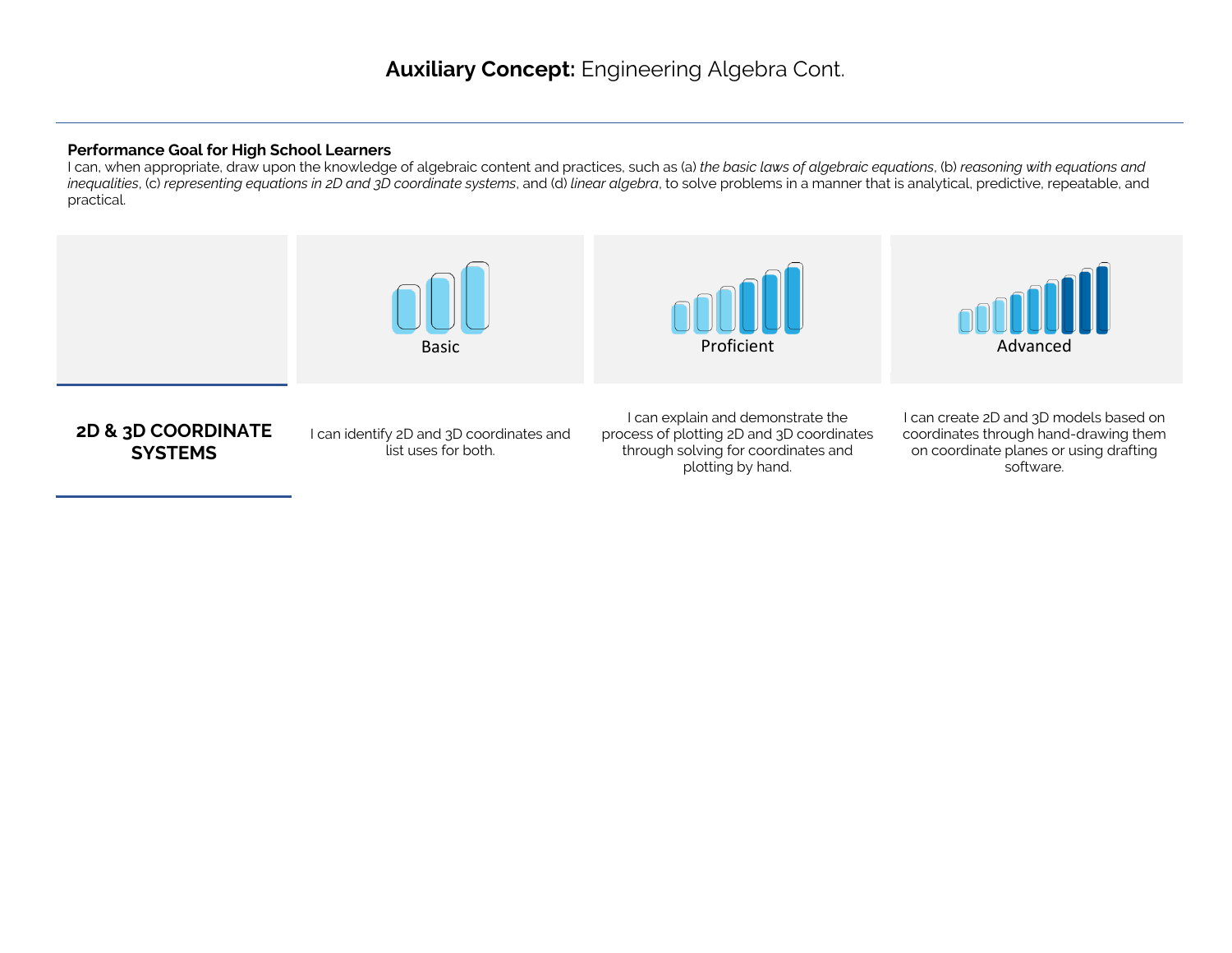# **Auxiliary Concept:** Engineering Algebra Cont.

**Performance Goal for High School Learners**

I can, when appropriate, draw upon the knowledge of algebraic content and practices, such as (a) *the basic laws of algebraic equations*, (b) *reasoning with equations and inequalities*, (c) *representing equations in 2D and 3D coordinate systems*, and (d) *linear algebra*, to solve problems in a manner that is analytical, predictive, repeatable, and practical.

| | Basic | Proficient | Advanced |
|---|---|---|---|
| **2D & 3D COORDINATE SYSTEMS** | I can identify 2D and 3D coordinates and list uses for both. | I can explain and demonstrate the process of plotting 2D and 3D coordinates through solving for coordinates and plotting by hand. | I can create 2D and 3D models based on coordinates through hand-drawing them on coordinate planes or using drafting software. |